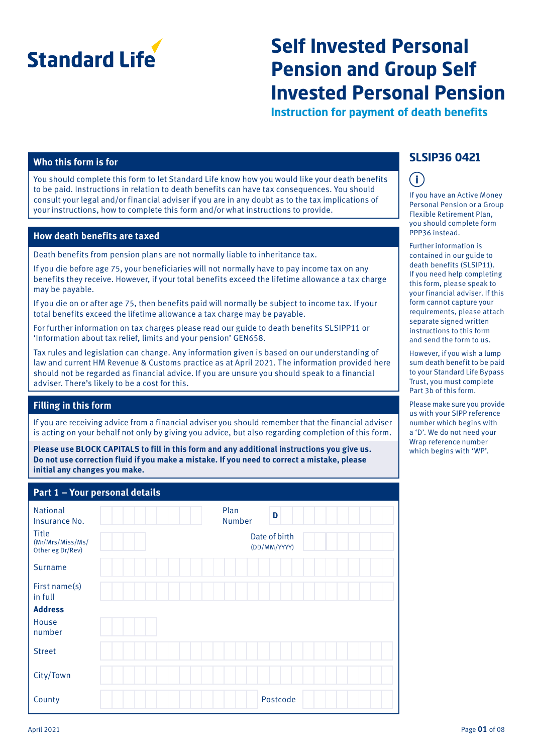Standard Life

# Self Invested Personal Pension and Group Self Invested Personal Pension

## Instruction for payment of death benefits

**SLSIP36 0421**

### Who this form is for

You should complete this form to let Standard Life know how you would like your death benefits to be paid. Instructions in relation to death benefits can have tax consequences. You should consult your legal and/or financial adviser if you are in any doubt as to the tax implications of your instructions, how to complete this form and/or what instructions to provide.

### How death benefits are taxed

Death benefits from pension plans are not normally liable to inheritance tax.

If you die before age 75, your beneficiaries will not normally have to pay income tax on any benefits they receive. However, if your total benefits exceed the lifetime allowance a tax charge may be payable.

If you die on or after age 75, then benefits paid will normally be subject to income tax. If your total benefits exceed the lifetime allowance a tax charge may be payable.

For further information on tax charges please read our guide to death benefits SLSIPP11 or 'Information about tax relief, limits and your pension' GEN658.

Tax rules and legislation can change. Any information given is based on our understanding of law and current HM Revenue & Customs practice as at April 2021. The information provided here should not be regarded as financial advice. If you are unsure you should speak to a financial adviser. There's likely to be a cost for this.

### Filling in this form

If you are receiving advice from a financial adviser you should remember that the financial adviser is acting on your behalf not only by giving you advice, but also regarding completion of this form.

**Please use BLOCK CAPITALS to fill in this form and any additional instructions you give us. Do not use correction fluid if you make a mistake. If you need to correct a mistake, please initial any changes you make.**

If you have an Active Money Personal Pension or a Group Flexible Retirement Plan, you should complete form PPP36 instead.

Further information is contained in our guide to death benefits (SLSIP11). If you need help completing this form, please speak to your financial adviser. If this form cannot capture your requirements, please attach separate signed written instructions to this form and send the form to us.

However, if you wish a lump sum death benefit to be paid to your Standard Life Bypass Trust, you must complete Part 3b of this form.

Please make sure you provide us with your SIPP reference number which begins with a 'D'. We do not need your Wrap reference number which begins with 'WP'.

### Part 1 – Your personal details

| | | | |
|---|---|---|---|
| National Insurance No. | | Plan Number | D |
| Title (Mr/Mrs/Miss/Ms/Other eg Dr/Rev) | | Date of birth (DD/MM/YYYY) | |
| Surname | | | |
| First name(s) in full | | | |
| **Address** | | | |
| House number | | | |
| Street | | | |
| City/Town | | | |
| County | | Postcode | |

April 2021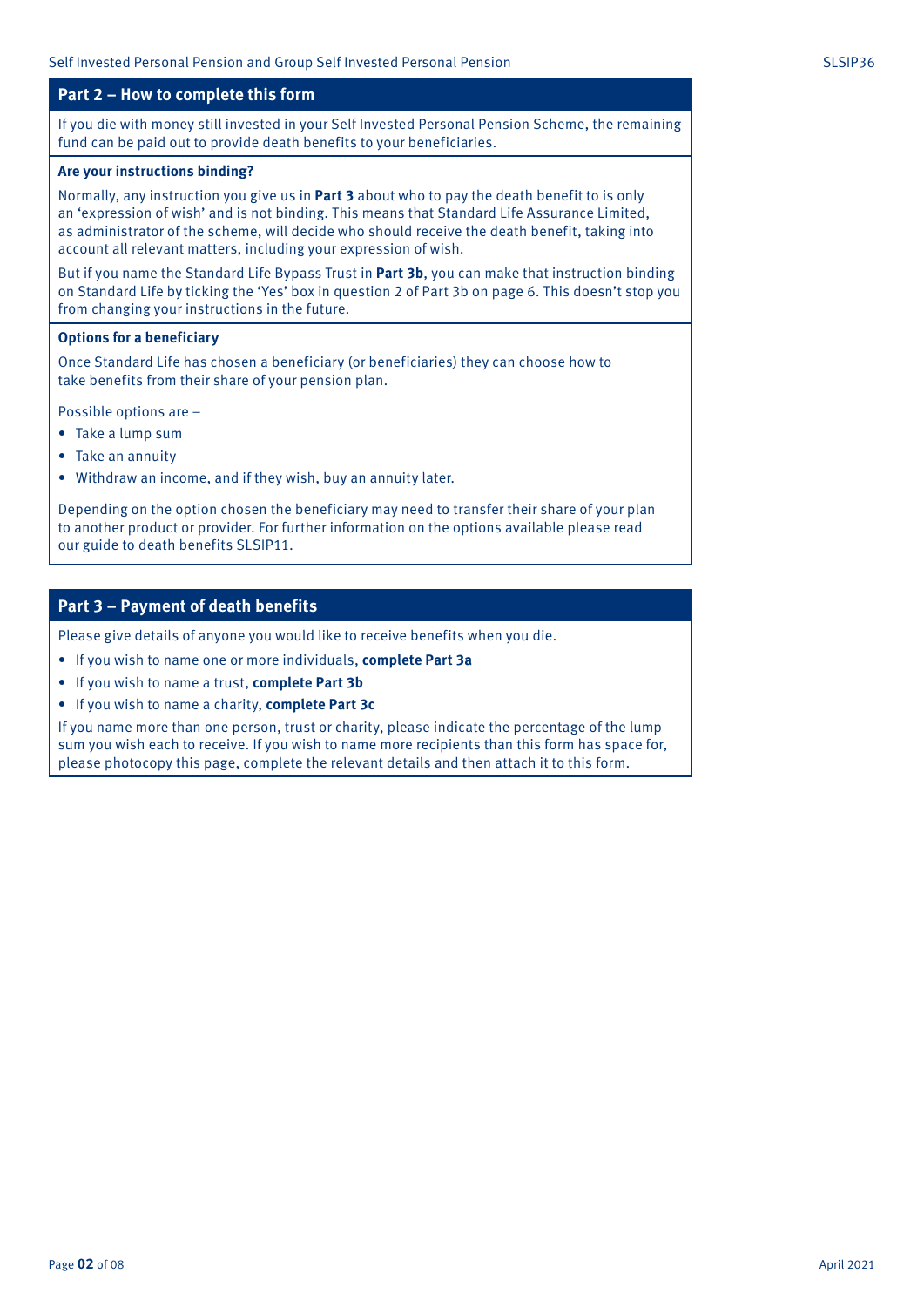## Part 2 – How to complete this form

If you die with money still invested in your Self Invested Personal Pension Scheme, the remaining fund can be paid out to provide death benefits to your beneficiaries.

### Are your instructions binding?

Normally, any instruction you give us in **Part 3** about who to pay the death benefit to is only an 'expression of wish' and is not binding. This means that Standard Life Assurance Limited, as administrator of the scheme, will decide who should receive the death benefit, taking into account all relevant matters, including your expression of wish.

But if you name the Standard Life Bypass Trust in **Part 3b**, you can make that instruction binding on Standard Life by ticking the 'Yes' box in question 2 of Part 3b on page 6. This doesn't stop you from changing your instructions in the future.

### Options for a beneficiary

Once Standard Life has chosen a beneficiary (or beneficiaries) they can choose how to take benefits from their share of your pension plan.

Possible options are –

- Take a lump sum
- Take an annuity
- Withdraw an income, and if they wish, buy an annuity later.

Depending on the option chosen the beneficiary may need to transfer their share of your plan to another product or provider. For further information on the options available please read our guide to death benefits SLSIP11.

## Part 3 – Payment of death benefits

Please give details of anyone you would like to receive benefits when you die.

- If you wish to name one or more individuals, **complete Part 3a**
- If you wish to name a trust, **complete Part 3b**
- If you wish to name a charity, **complete Part 3c**

If you name more than one person, trust or charity, please indicate the percentage of the lump sum you wish each to receive. If you wish to name more recipients than this form has space for, please photocopy this page, complete the relevant details and then attach it to this form.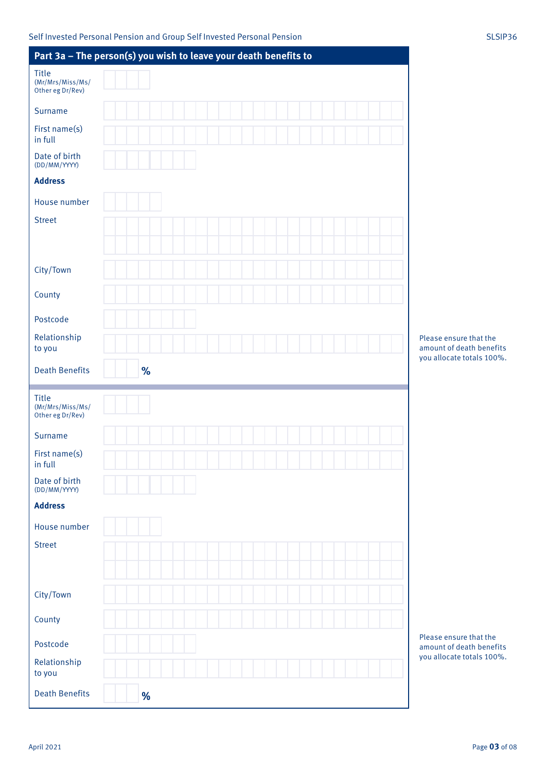## Part 3a – The person(s) you wish to leave your death benefits to

| | |
|---|---|
| Title (Mr/Mrs/Miss/Ms/Other eg Dr/Rev) | |
| Surname | |
| First name(s) in full | |
| Date of birth (DD/MM/YYYY) | |
| **Address** | |
| House number | |
| Street | |
| City/Town | |
| County | |
| Postcode | |
| Relationship to you | |
| Death Benefits | % |

Please ensure that the amount of death benefits you allocate totals 100%.

| | |
|---|---|
| Title (Mr/Mrs/Miss/Ms/Other eg Dr/Rev) | |
| Surname | |
| First name(s) in full | |
| Date of birth (DD/MM/YYYY) | |
| **Address** | |
| House number | |
| Street | |
| City/Town | |
| County | |
| Postcode | |
| Relationship to you | |
| Death Benefits | % |

Please ensure that the amount of death benefits you allocate totals 100%.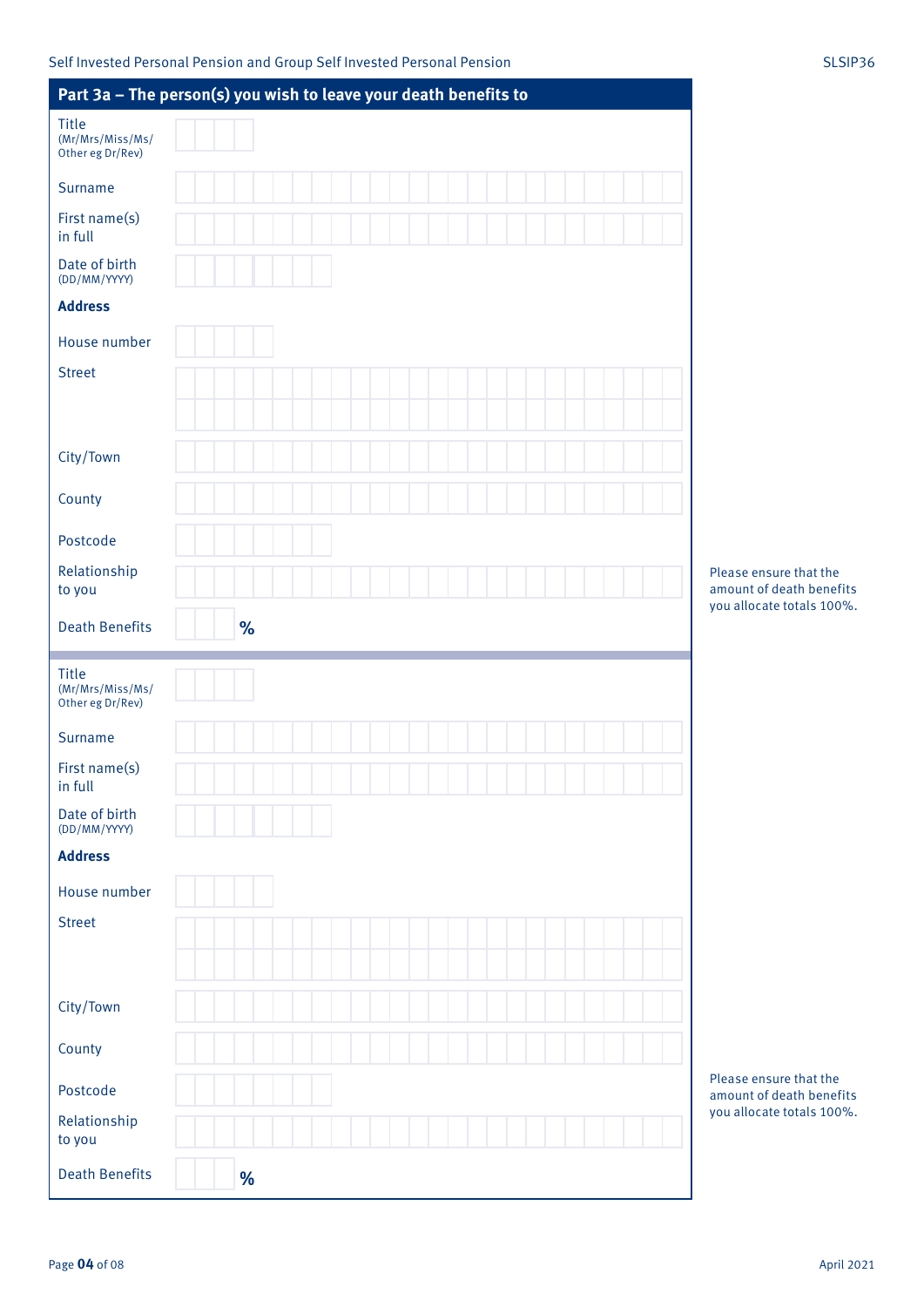## Part 3a – The person(s) you wish to leave your death benefits to

Title (Mr/Mrs/Miss/Ms/Other eg Dr/Rev)

Surname

First name(s) in full

Date of birth (DD/MM/YYYY)

**Address**

House number

Street

City/Town

County

Postcode

Relationship to you

Death Benefits %

Please ensure that the amount of death benefits you allocate totals 100%.

---

Title (Mr/Mrs/Miss/Ms/Other eg Dr/Rev)

Surname

First name(s) in full

Date of birth (DD/MM/YYYY)

**Address**

House number

Street

City/Town

County

Postcode

Relationship to you

Death Benefits %

Please ensure that the amount of death benefits you allocate totals 100%.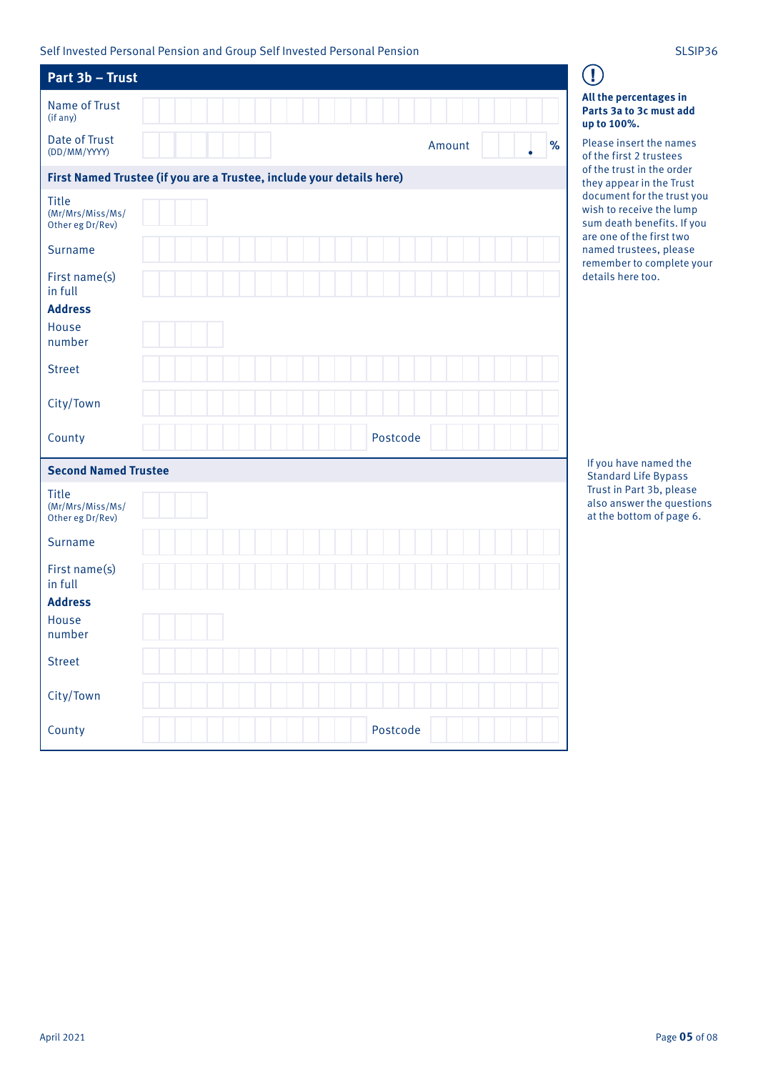## Part 3b – Trust

Name of Trust (if any)

Date of Trust (DD/MM/YYYY)

Amount . %

### First Named Trustee (if you are a Trustee, include your details here)

Title (Mr/Mrs/Miss/Ms/ Other eg Dr/Rev)

Surname

First name(s) in full

**Address**

House number

Street

City/Town

County

Postcode

### Second Named Trustee

Title (Mr/Mrs/Miss/Ms/ Other eg Dr/Rev)

Surname

First name(s) in full

**Address**

House number

Street

City/Town

County

Postcode

**All the percentages in Parts 3a to 3c must add up to 100%.**

Please insert the names of the first 2 trustees of the trust in the order they appear in the Trust document for the trust you wish to receive the lump sum death benefits. If you are one of the first two named trustees, please remember to complete your details here too.

If you have named the Standard Life Bypass Trust in Part 3b, please also answer the questions at the bottom of page 6.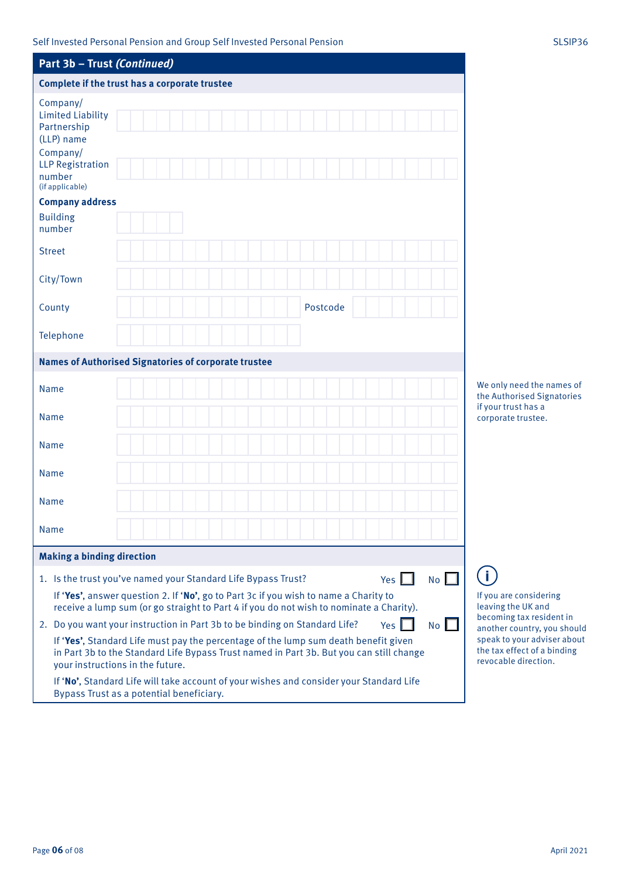## Part 3b – Trust *(Continued)*

### Complete if the trust has a corporate trustee

Company/Limited Liability Partnership (LLP) name

Company/LLP Registration number (if applicable)

**Company address**

Building number

Street

City/Town

County    Postcode

Telephone

### Names of Authorised Signatories of corporate trustee

Name

Name

Name

Name

Name

Name

We only need the names of the Authorised Signatories if your trust has a corporate trustee.

### Making a binding direction

1. Is the trust you've named your Standard Life Bypass Trust? Yes ☐ No ☐

   If '**Yes**', answer question 2. If '**No**', go to Part 3c if you wish to name a Charity to receive a lump sum (or go straight to Part 4 if you do not wish to nominate a Charity).

2. Do you want your instruction in Part 3b to be binding on Standard Life? Yes ☐ No ☐

   If '**Yes**', Standard Life must pay the percentage of the lump sum death benefit given in Part 3b to the Standard Life Bypass Trust named in Part 3b. But you can still change your instructions in the future.

   If '**No**', Standard Life will take account of your wishes and consider your Standard Life Bypass Trust as a potential beneficiary.

If you are considering leaving the UK and becoming tax resident in another country, you should speak to your adviser about the tax effect of a binding revocable direction.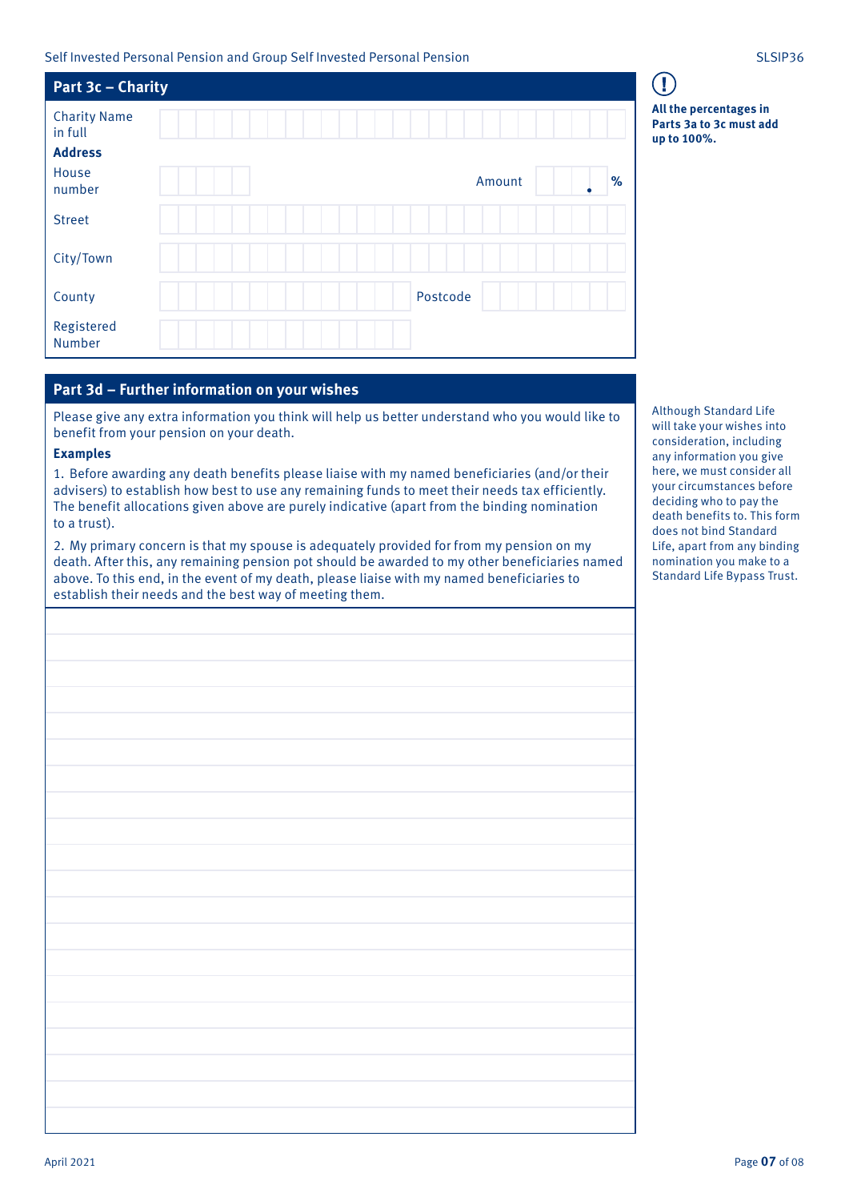## Part 3c – Charity

Charity Name in full

**Address**

House number

Amount %

Street

City/Town

County

Postcode

Registered Number

**All the percentages in Parts 3a to 3c must add up to 100%.**

## Part 3d – Further information on your wishes

Please give any extra information you think will help us better understand who you would like to benefit from your pension on your death.

**Examples**

1. Before awarding any death benefits please liaise with my named beneficiaries (and/or their advisers) to establish how best to use any remaining funds to meet their needs tax efficiently. The benefit allocations given above are purely indicative (apart from the binding nomination to a trust).

2. My primary concern is that my spouse is adequately provided for from my pension on my death. After this, any remaining pension pot should be awarded to my other beneficiaries named above. To this end, in the event of my death, please liaise with my named beneficiaries to establish their needs and the best way of meeting them.

Although Standard Life will take your wishes into consideration, including any information you give here, we must consider all your circumstances before deciding who to pay the death benefits to. This form does not bind Standard Life, apart from any binding nomination you make to a Standard Life Bypass Trust.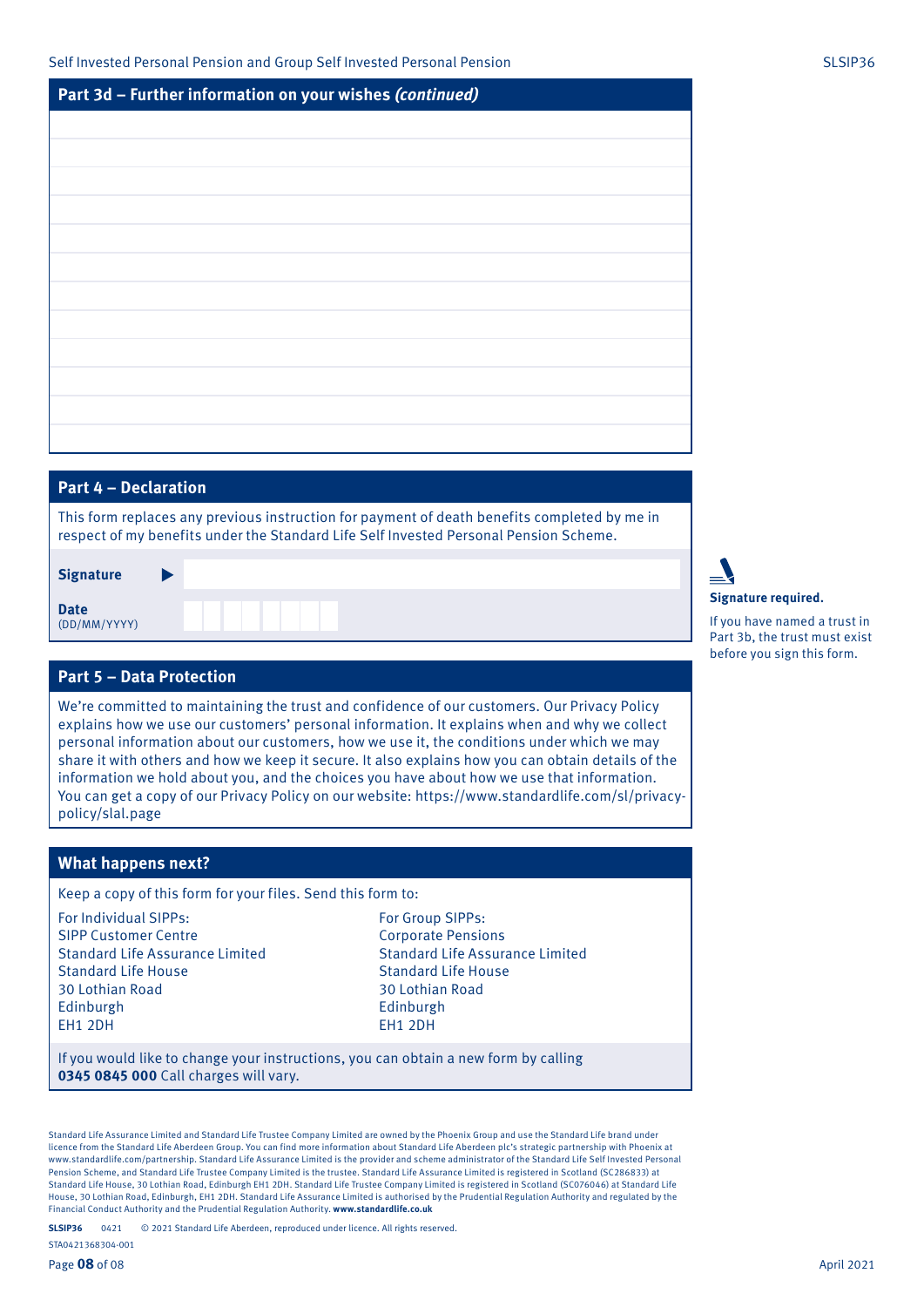## Part 3d – Further information on your wishes *(continued)*

## Part 4 – Declaration

This form replaces any previous instruction for payment of death benefits completed by me in respect of my benefits under the Standard Life Self Invested Personal Pension Scheme.

**Signature** ▶

**Date**
(DD/MM/YYYY)

**Signature required.**

If you have named a trust in Part 3b, the trust must exist before you sign this form.

## Part 5 – Data Protection

We're committed to maintaining the trust and confidence of our customers. Our Privacy Policy explains how we use our customers' personal information. It explains when and why we collect personal information about our customers, how we use it, the conditions under which we may share it with others and how we keep it secure. It also explains how you can obtain details of the information we hold about you, and the choices you have about how we use that information. You can get a copy of our Privacy Policy on our website: https://www.standardlife.com/sl/privacy-policy/slal.page

## What happens next?

Keep a copy of this form for your files. Send this form to:

For Individual SIPPs:
SIPP Customer Centre
Standard Life Assurance Limited
Standard Life House
30 Lothian Road
Edinburgh
EH1 2DH

For Group SIPPs:
Corporate Pensions
Standard Life Assurance Limited
Standard Life House
30 Lothian Road
Edinburgh
EH1 2DH

If you would like to change your instructions, you can obtain a new form by calling **0345 0845 000** Call charges will vary.

Standard Life Assurance Limited and Standard Life Trustee Company Limited are owned by the Phoenix Group and use the Standard Life brand under licence from the Standard Life Aberdeen Group. You can find more information about Standard Life Aberdeen plc's strategic partnership with Phoenix at www.standardlife.com/partnership. Standard Life Assurance Limited is the provider and scheme administrator of the Standard Life Self Invested Personal Pension Scheme, and Standard Life Trustee Company Limited is the trustee. Standard Life Assurance Limited is registered in Scotland (SC286833) at Standard Life House, 30 Lothian Road, Edinburgh EH1 2DH. Standard Life Trustee Company Limited is registered in Scotland (SC076046) at Standard Life House, 30 Lothian Road, Edinburgh, EH1 2DH. Standard Life Assurance Limited is authorised by the Prudential Regulation Authority and regulated by the Financial Conduct Authority and the Prudential Regulation Authority. **www.standardlife.co.uk**

**SLSIP36** 0421 © 2021 Standard Life Aberdeen, reproduced under licence. All rights reserved.

STA0421368304-001